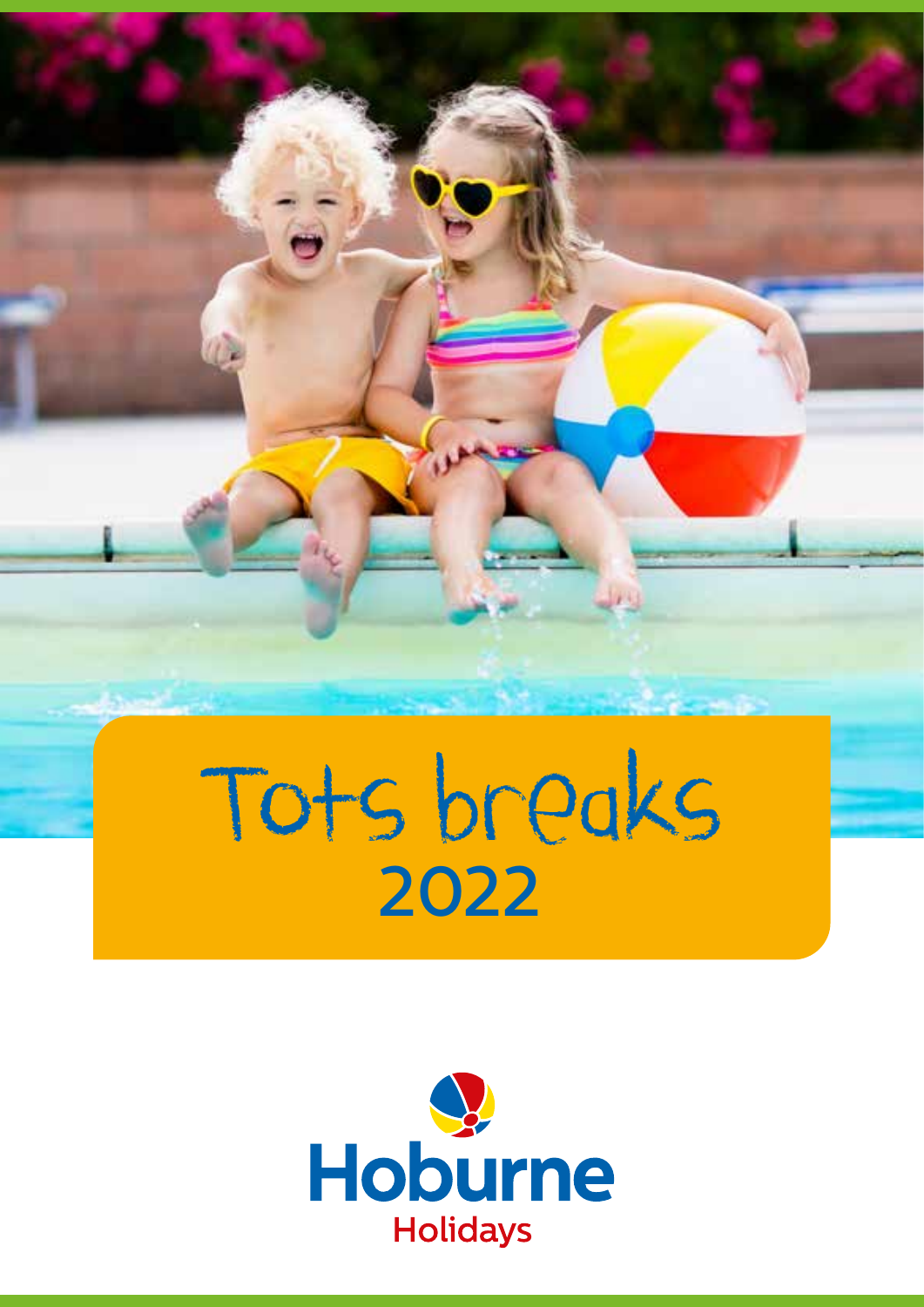# Tots breaks 2022

Hoburne Holidays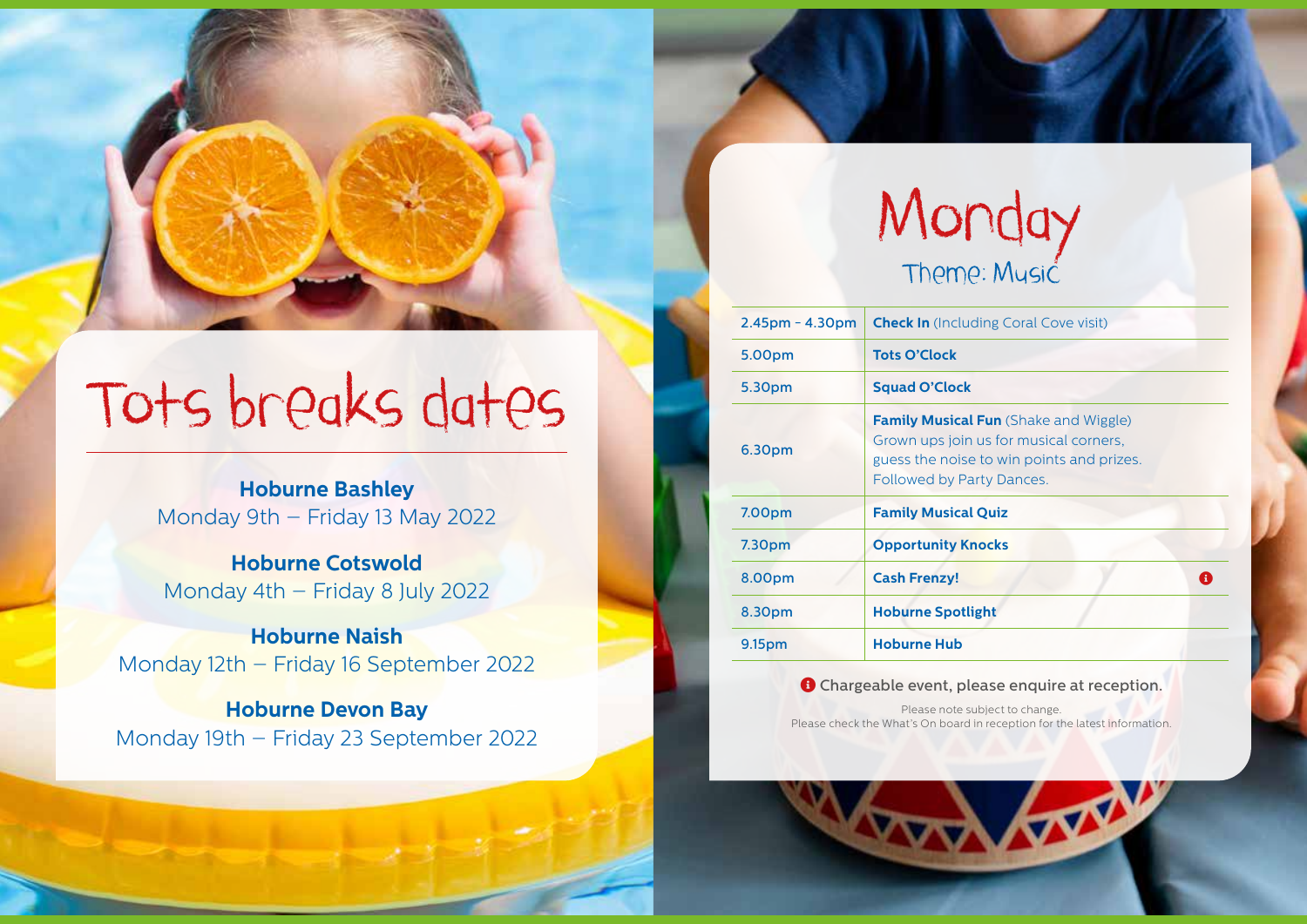# Tots breaks dates

**Hoburne Bashley**
Monday 9th – Friday 13 May 2022

**Hoburne Cotswold**
Monday 4th – Friday 8 July 2022

**Hoburne Naish**
Monday 12th – Friday 16 September 2022

**Hoburne Devon Bay**
Monday 19th – Friday 23 September 2022

# Monday

## Theme: Music

| Time | Activity |
|---|---|
| 2.45pm - 4.30pm | **Check In** (Including Coral Cove visit) |
| 5.00pm | **Tots O'Clock** |
| 5.30pm | **Squad O'Clock** |
| 6.30pm | **Family Musical Fun** (Shake and Wiggle) Grown ups join us for musical corners, guess the noise to win points and prizes. Followed by Party Dances. |
| 7.00pm | **Family Musical Quiz** |
| 7.30pm | **Opportunity Knocks** |
| 8.00pm | **Cash Frenzy!** ℹ |
| 8.30pm | **Hoburne Spotlight** |
| 9.15pm | **Hoburne Hub** |

ℹ Chargeable event, please enquire at reception.

Please note subject to change.
Please check the What's On board in reception for the latest information.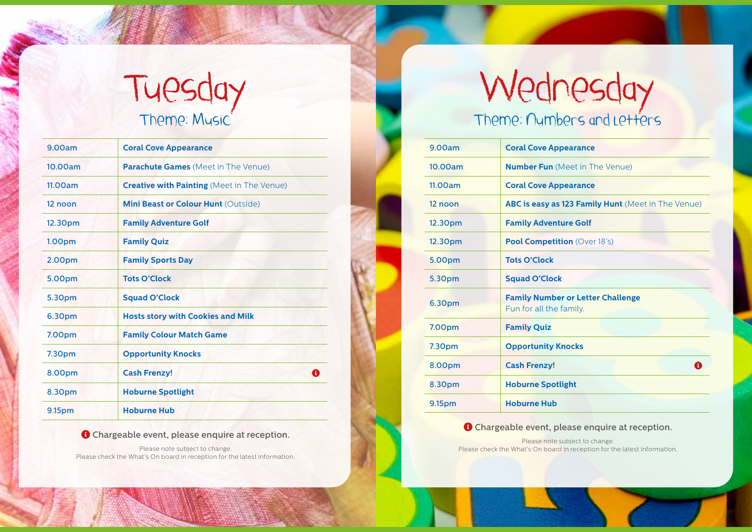# Tuesday

## Theme: Music

| | |
|---|---|
| 9.00am | **Coral Cove Appearance** |
| 10.00am | **Parachute Games** (Meet in The Venue) |
| 11.00am | **Creative with Painting** (Meet in The Venue) |
| 12 noon | **Mini Beast or Colour Hunt** (Outside) |
| 12.30pm | **Family Adventure Golf** |
| 1.00pm | **Family Quiz** |
| 2.00pm | **Family Sports Day** |
| 5.00pm | **Tots O'Clock** |
| 5.30pm | **Squad O'Clock** |
| 6.30pm | **Hosts story with Cookies and Milk** |
| 7.00pm | **Family Colour Match Game** |
| 7.30pm | **Opportunity Knocks** |
| 8.00pm | **Cash Frenzy!** ℹ |
| 8.30pm | **Hoburne Spotlight** |
| 9.15pm | **Hoburne Hub** |

ℹ Chargeable event, please enquire at reception.

Please note subject to change.
Please check the What's On board in reception for the latest information.

# Wednesday

## Theme: Numbers and Letters

| | |
|---|---|
| 9.00am | **Coral Cove Appearance** |
| 10.00am | **Number Fun** (Meet in The Venue) |
| 11.00am | **Coral Cove Appearance** |
| 12 noon | **ABC is easy as 123 Family Hunt** (Meet in The Venue) |
| 12.30pm | **Family Adventure Golf** |
| 12.30pm | **Pool Competition** (Over 18's) |
| 5.00pm | **Tots O'Clock** |
| 5.30pm | **Squad O'Clock** |
| 6.30pm | **Family Number or Letter Challenge** Fun for all the family. |
| 7.00pm | **Family Quiz** |
| 7.30pm | **Opportunity Knocks** |
| 8.00pm | **Cash Frenzy!** ℹ |
| 8.30pm | **Hoburne Spotlight** |
| 9.15pm | **Hoburne Hub** |

ℹ Chargeable event, please enquire at reception.

Please note subject to change.
Please check the What's On board in reception for the latest information.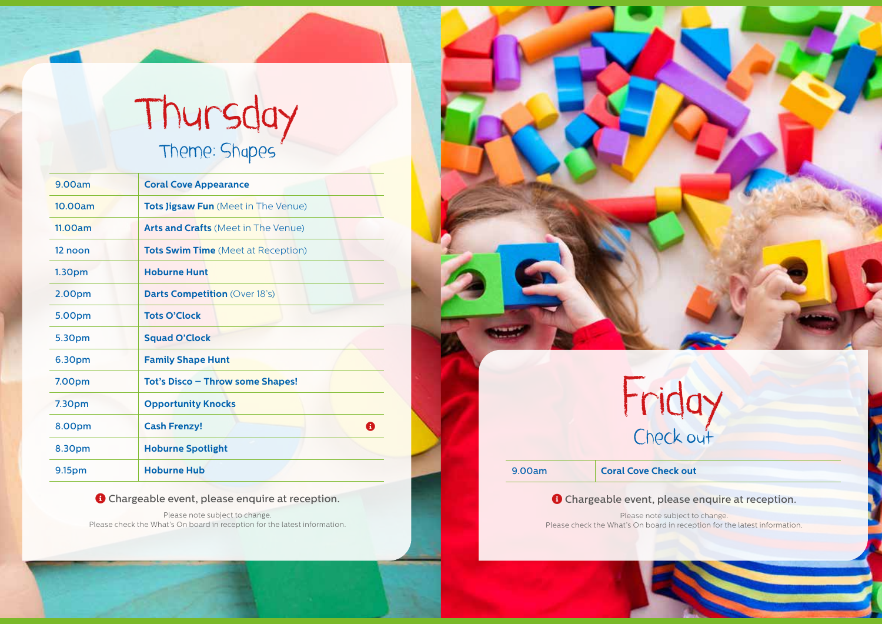# Thursday

## Theme: Shapes

| | |
|---|---|
| 9.00am | **Coral Cove Appearance** |
| 10.00am | **Tots Jigsaw Fun** (Meet in The Venue) |
| 11.00am | **Arts and Crafts** (Meet in The Venue) |
| 12 noon | **Tots Swim Time** (Meet at Reception) |
| 1.30pm | **Hoburne Hunt** |
| 2.00pm | **Darts Competition** (Over 18's) |
| 5.00pm | **Tots O'Clock** |
| 5.30pm | **Squad O'Clock** |
| 6.30pm | **Family Shape Hunt** |
| 7.00pm | **Tot's Disco – Throw some Shapes!** |
| 7.30pm | **Opportunity Knocks** |
| 8.00pm | **Cash Frenzy!** ℹ |
| 8.30pm | **Hoburne Spotlight** |
| 9.15pm | **Hoburne Hub** |

ℹ Chargeable event, please enquire at reception.

Please note subject to change.
Please check the What's On board in reception for the latest information.

# Friday

## Check out

| | |
|---|---|
| 9.00am | **Coral Cove Check out** |

ℹ Chargeable event, please enquire at reception.

Please note subject to change.
Please check the What's On board in reception for the latest information.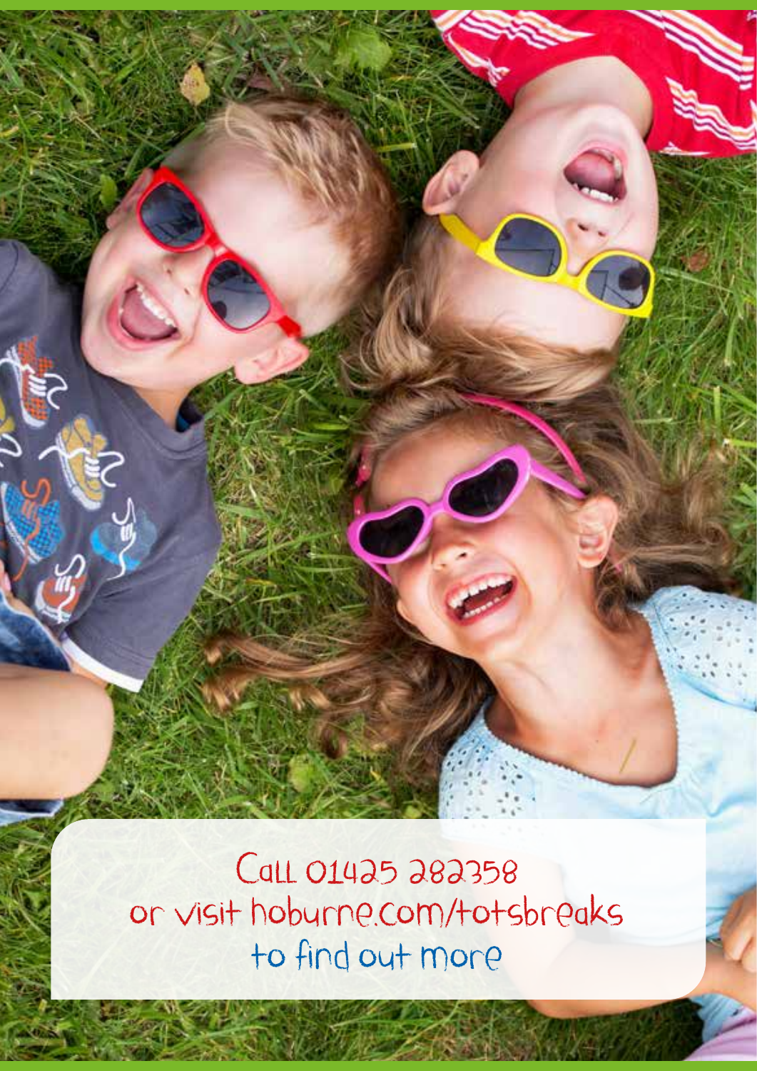Call 01425 282358
or visit hoburne.com/totsbreaks
to find out more